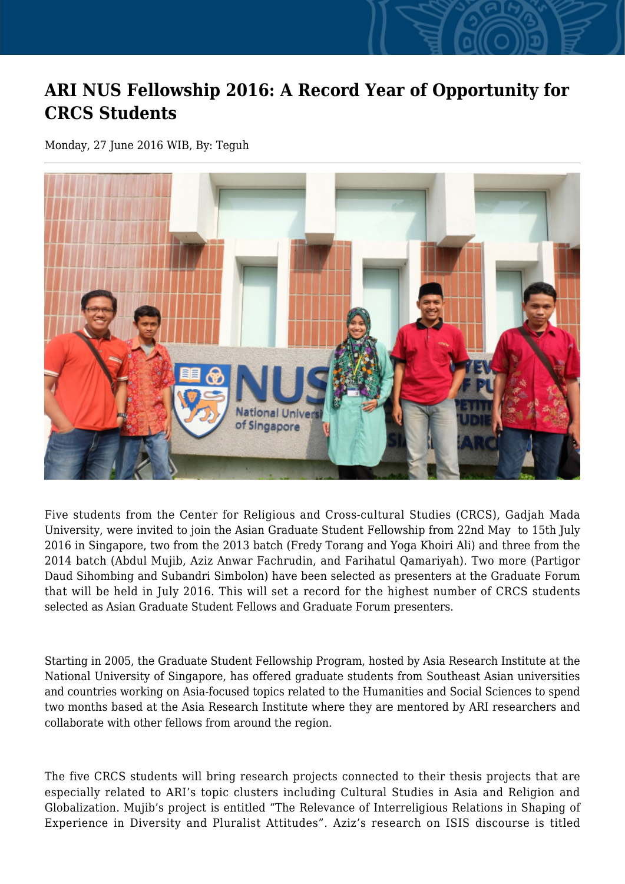# ARI NUS Fellowship 2016: A Record Year of Opportunity for CRCS Students

Monday, 27 June 2016 WIB, By: Teguh

Five students from the Center for Religious and Cross-cultural Studies (CRCS), Gadjah Mada University, were invited to join the Asian Graduate Student Fellowship from 22nd May to 15th July 2016 in Singapore, two from the 2013 batch (Fredy Torang and Yoga Khoiri Ali) and three from the 2014 batch (Abdul Mujib, Aziz Anwar Fachrudin, and Farihatul Qamariyah). Two more (Partigor Daud Sihombing and Subandri Simbolon) have been selected as presenters at the Graduate Forum that will be held in July 2016. This will set a record for the highest number of CRCS students selected as Asian Graduate Student Fellows and Graduate Forum presenters.

Starting in 2005, the Graduate Student Fellowship Program, hosted by Asia Research Institute at the National University of Singapore, has offered graduate students from Southeast Asian universities and countries working on Asia-focused topics related to the Humanities and Social Sciences to spend two months based at the Asia Research Institute where they are mentored by ARI researchers and collaborate with other fellows from around the region.

The five CRCS students will bring research projects connected to their thesis projects that are especially related to ARI's topic clusters including Cultural Studies in Asia and Religion and Globalization. Mujib's project is entitled "The Relevance of Interreligious Relations in Shaping of Experience in Diversity and Pluralist Attitudes". Aziz's research on ISIS discourse is titled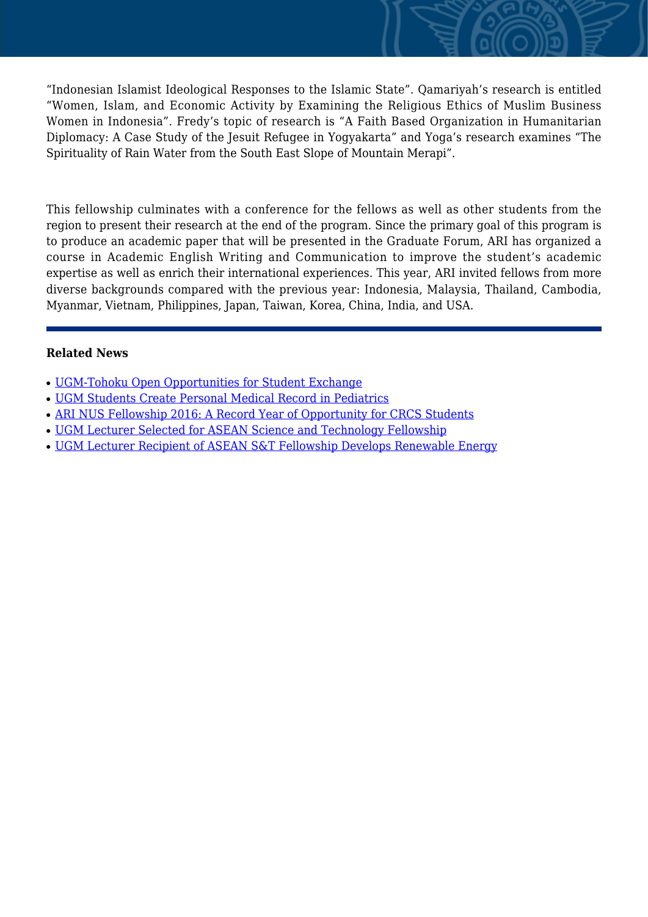"Indonesian Islamist Ideological Responses to the Islamic State". Qamariyah's research is entitled "Women, Islam, and Economic Activity by Examining the Religious Ethics of Muslim Business Women in Indonesia". Fredy's topic of research is "A Faith Based Organization in Humanitarian Diplomacy: A Case Study of the Jesuit Refugee in Yogyakarta" and Yoga's research examines "The Spirituality of Rain Water from the South East Slope of Mountain Merapi".

This fellowship culminates with a conference for the fellows as well as other students from the region to present their research at the end of the program. Since the primary goal of this program is to produce an academic paper that will be presented in the Graduate Forum, ARI has organized a course in Academic English Writing and Communication to improve the student's academic expertise as well as enrich their international experiences. This year, ARI invited fellows from more diverse backgrounds compared with the previous year: Indonesia, Malaysia, Thailand, Cambodia, Myanmar, Vietnam, Philippines, Japan, Taiwan, Korea, China, India, and USA.

---

**Related News**

- UGM-Tohoku Open Opportunities for Student Exchange
- UGM Students Create Personal Medical Record in Pediatrics
- ARI NUS Fellowship 2016: A Record Year of Opportunity for CRCS Students
- UGM Lecturer Selected for ASEAN Science and Technology Fellowship
- UGM Lecturer Recipient of ASEAN S&T Fellowship Develops Renewable Energy